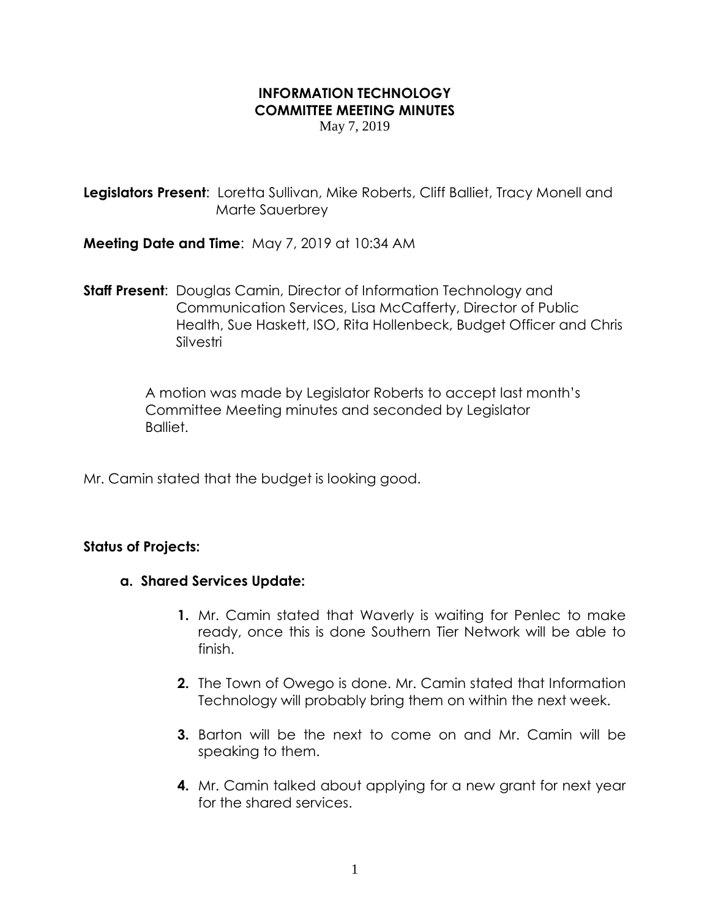# INFORMATION TECHNOLOGY
# COMMITTEE MEETING MINUTES

May 7, 2019

**Legislators Present**: Loretta Sullivan, Mike Roberts, Cliff Balliet, Tracy Monell and Marte Sauerbrey

**Meeting Date and Time**: May 7, 2019 at 10:34 AM

**Staff Present**: Douglas Camin, Director of Information Technology and Communication Services, Lisa McCafferty, Director of Public Health, Sue Haskett, ISO, Rita Hollenbeck, Budget Officer and Chris Silvestri

A motion was made by Legislator Roberts to accept last month's Committee Meeting minutes and seconded by Legislator Balliet.

Mr. Camin stated that the budget is looking good.

**Status of Projects:**

**a. Shared Services Update:**

1. Mr. Camin stated that Waverly is waiting for Penlec to make ready, once this is done Southern Tier Network will be able to finish.
2. The Town of Owego is done. Mr. Camin stated that Information Technology will probably bring them on within the next week.
3. Barton will be the next to come on and Mr. Camin will be speaking to them.
4. Mr. Camin talked about applying for a new grant for next year for the shared services.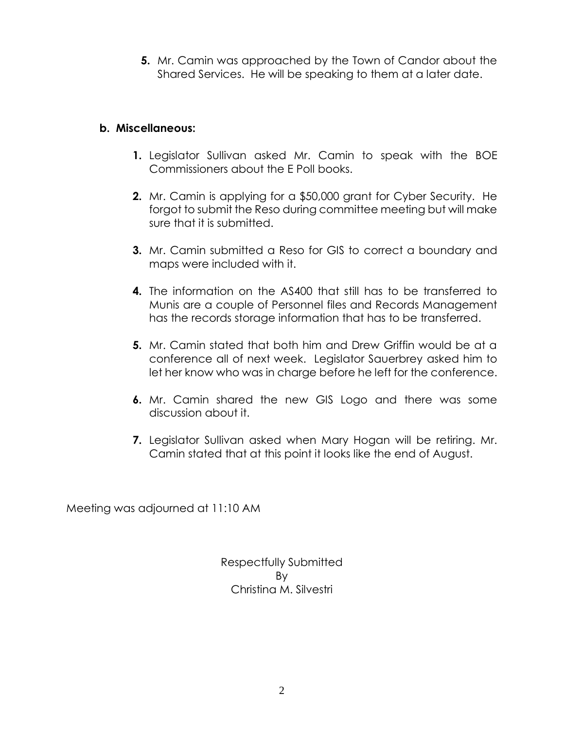5. Mr. Camin was approached by the Town of Candor about the Shared Services. He will be speaking to them at a later date.

**b. Miscellaneous:**

1. Legislator Sullivan asked Mr. Camin to speak with the BOE Commissioners about the E Poll books.
2. Mr. Camin is applying for a $50,000 grant for Cyber Security. He forgot to submit the Reso during committee meeting but will make sure that it is submitted.
3. Mr. Camin submitted a Reso for GIS to correct a boundary and maps were included with it.
4. The information on the AS400 that still has to be transferred to Munis are a couple of Personnel files and Records Management has the records storage information that has to be transferred.
5. Mr. Camin stated that both him and Drew Griffin would be at a conference all of next week. Legislator Sauerbrey asked him to let her know who was in charge before he left for the conference.
6. Mr. Camin shared the new GIS Logo and there was some discussion about it.
7. Legislator Sullivan asked when Mary Hogan will be retiring. Mr. Camin stated that at this point it looks like the end of August.

Meeting was adjourned at 11:10 AM

Respectfully Submitted
By
Christina M. Silvestri